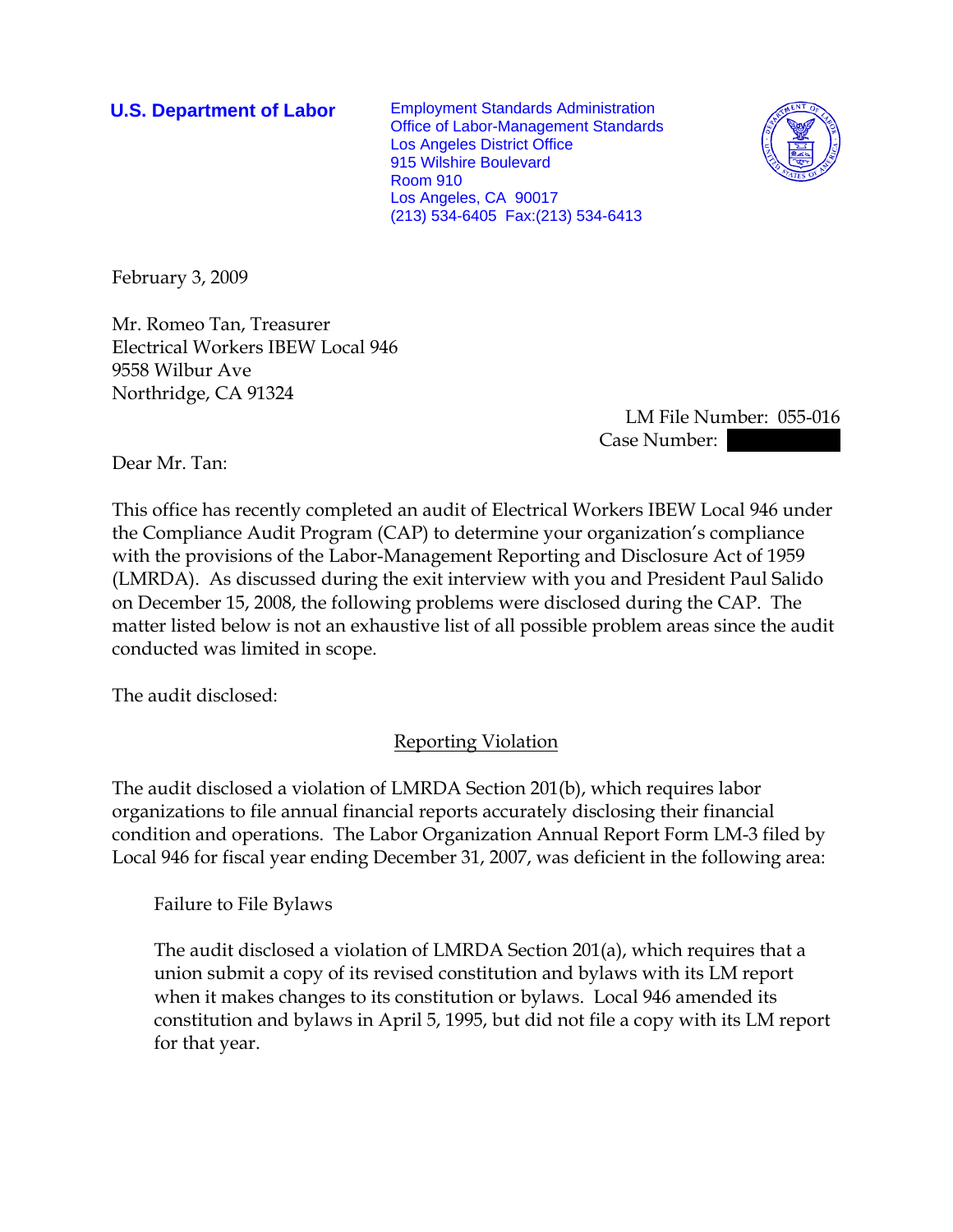**U.S. Department of Labor**

Employment Standards Administration
Office of Labor-Management Standards
Los Angeles District Office
915 Wilshire Boulevard
Room 910
Los Angeles, CA 90017
(213) 534-6405 Fax:(213) 534-6413

February 3, 2009

Mr. Romeo Tan, Treasurer
Electrical Workers IBEW Local 946
9558 Wilbur Ave
Northridge, CA 91324

LM File Number: 055-016
Case Number:

Dear Mr. Tan:

This office has recently completed an audit of Electrical Workers IBEW Local 946 under the Compliance Audit Program (CAP) to determine your organization's compliance with the provisions of the Labor-Management Reporting and Disclosure Act of 1959 (LMRDA). As discussed during the exit interview with you and President Paul Salido on December 15, 2008, the following problems were disclosed during the CAP. The matter listed below is not an exhaustive list of all possible problem areas since the audit conducted was limited in scope.

The audit disclosed:

## Reporting Violation

The audit disclosed a violation of LMRDA Section 201(b), which requires labor organizations to file annual financial reports accurately disclosing their financial condition and operations. The Labor Organization Annual Report Form LM-3 filed by Local 946 for fiscal year ending December 31, 2007, was deficient in the following area:

### Failure to File Bylaws

The audit disclosed a violation of LMRDA Section 201(a), which requires that a union submit a copy of its revised constitution and bylaws with its LM report when it makes changes to its constitution or bylaws. Local 946 amended its constitution and bylaws in April 5, 1995, but did not file a copy with its LM report for that year.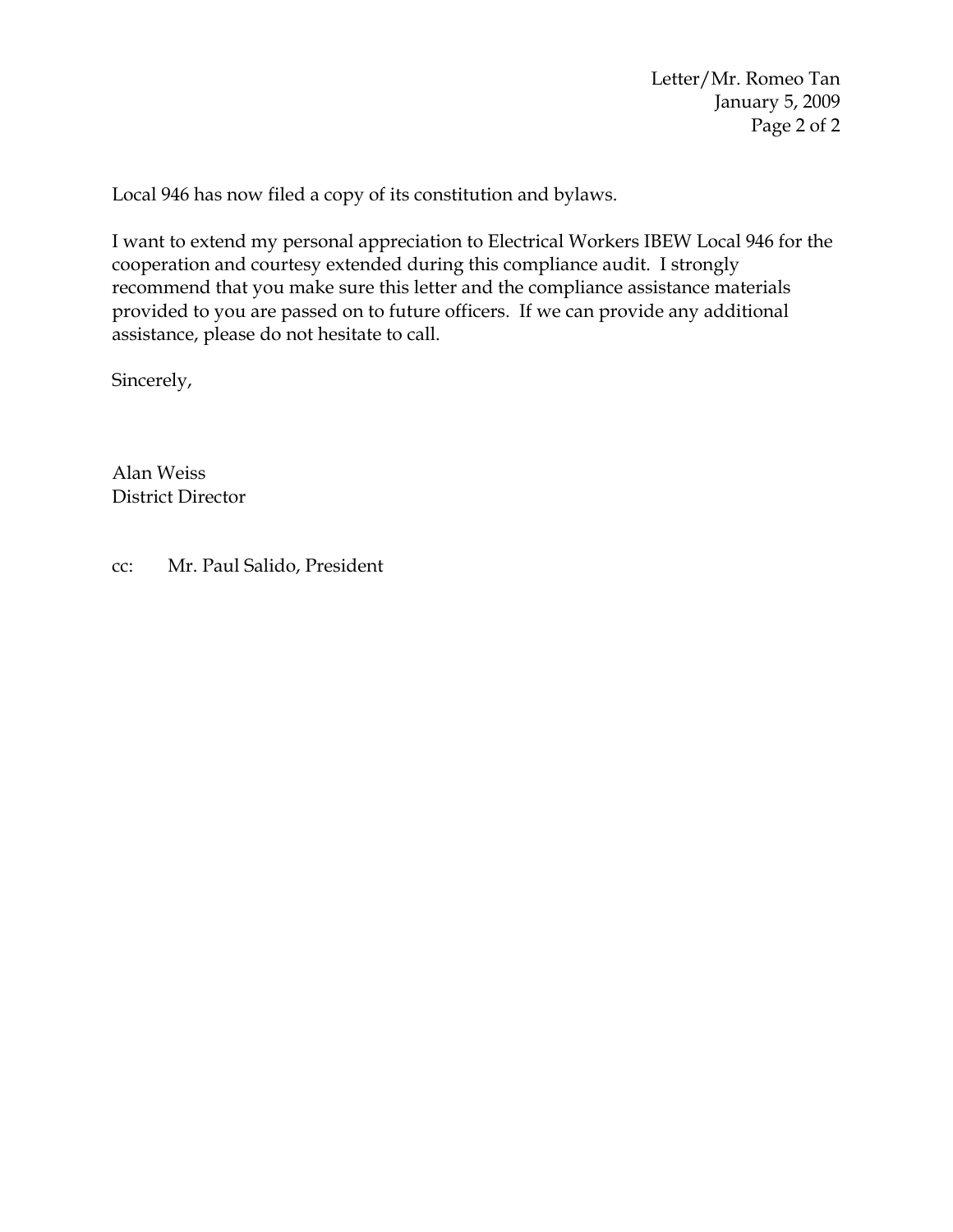Local 946 has now filed a copy of its constitution and bylaws.

I want to extend my personal appreciation to Electrical Workers IBEW Local 946 for the cooperation and courtesy extended during this compliance audit. I strongly recommend that you make sure this letter and the compliance assistance materials provided to you are passed on to future officers. If we can provide any additional assistance, please do not hesitate to call.

Sincerely,

Alan Weiss
District Director

cc: Mr. Paul Salido, President